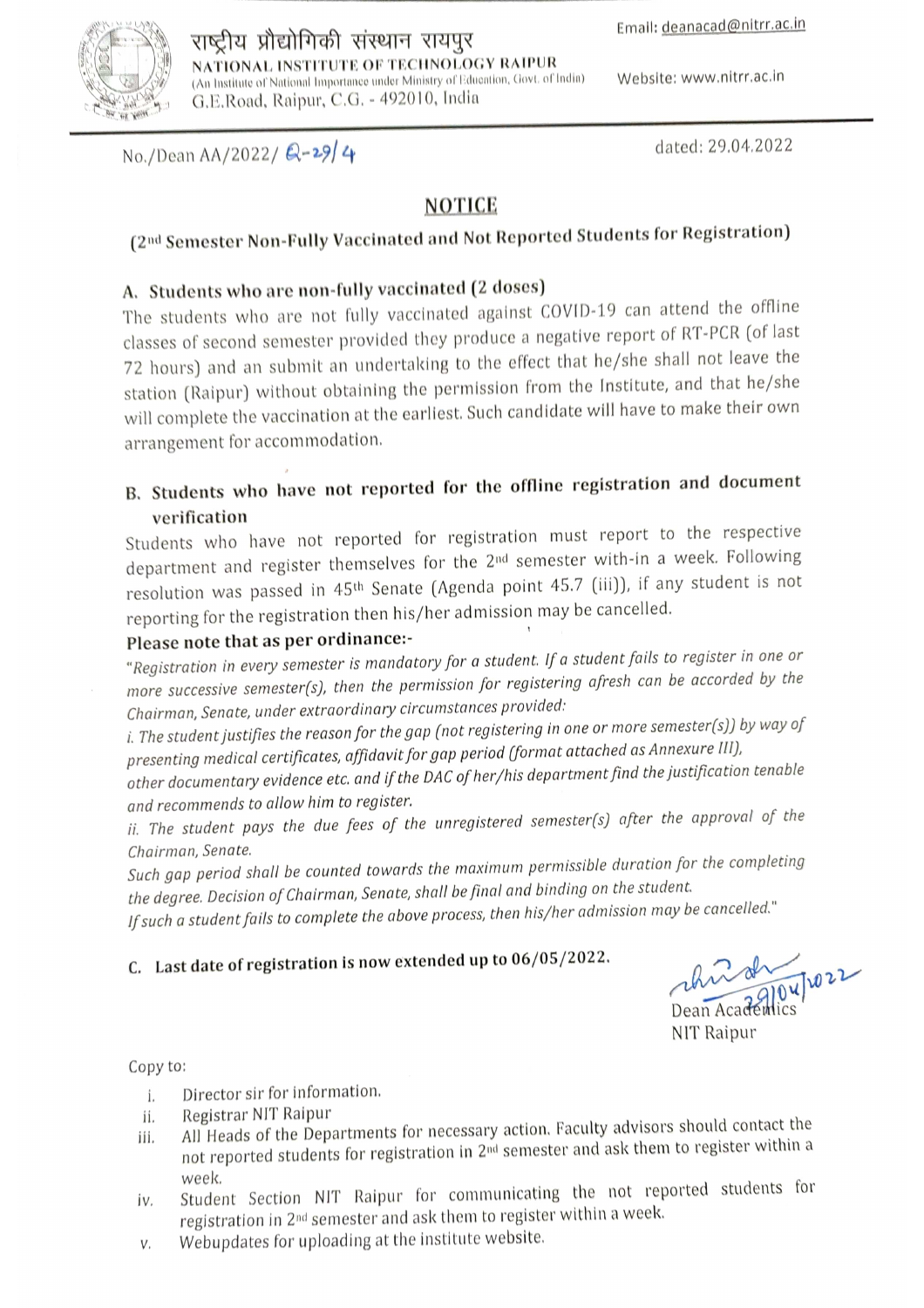राष्ट्रीय प्रौद्योगिकी संस्थान रायपुर
**NATIONAL INSTITUTE OF TECHNOLOGY RAIPUR**
(An Institute of National Importance under Ministry of Education, Govt. of India)
G.E.Road, Raipur, C.G. - 492010, India

Email: deanacad@nitrr.ac.in
Website: www.nitrr.ac.in

No./Dean AA/2022/ Q-29/4 dated: 29.04.2022

# NOTICE

## (2nd Semester Non-Fully Vaccinated and Not Reported Students for Registration)

### A. Students who are non-fully vaccinated (2 doses)

The students who are not fully vaccinated against COVID-19 can attend the offline classes of second semester provided they produce a negative report of RT-PCR (of last 72 hours) and an submit an undertaking to the effect that he/she shall not leave the station (Raipur) without obtaining the permission from the Institute, and that he/she will complete the vaccination at the earliest. Such candidate will have to make their own arrangement for accommodation.

### B. Students who have not reported for the offline registration and document verification

Students who have not reported for registration must report to the respective department and register themselves for the 2nd semester with-in a week. Following resolution was passed in 45th Senate (Agenda point 45.7 (iii)), if any student is not reporting for the registration then his/her admission may be cancelled.

**Please note that as per ordinance:-**

*"Registration in every semester is mandatory for a student. If a student fails to register in one or more successive semester(s), then the permission for registering afresh can be accorded by the Chairman, Senate, under extraordinary circumstances provided:*

*i. The student justifies the reason for the gap (not registering in one or more semester(s)) by way of presenting medical certificates, affidavit for gap period (format attached as Annexure III), other documentary evidence etc. and if the DAC of her/his department find the justification tenable and recommends to allow him to register.*

*ii. The student pays the due fees of the unregistered semester(s) after the approval of the Chairman, Senate.*

*Such gap period shall be counted towards the maximum permissible duration for the completing the degree. Decision of Chairman, Senate, shall be final and binding on the student.*

*If such a student fails to complete the above process, then his/her admission may be cancelled."*

### C. Last date of registration is now extended up to 06/05/2022.

29/04/2022
Dean Academics
NIT Raipur

Copy to:

i. Director sir for information.
ii. Registrar NIT Raipur
iii. All Heads of the Departments for necessary action. Faculty advisors should contact the not reported students for registration in 2nd semester and ask them to register within a week.
iv. Student Section NIT Raipur for communicating the not reported students for registration in 2nd semester and ask them to register within a week.
v. Webupdates for uploading at the institute website.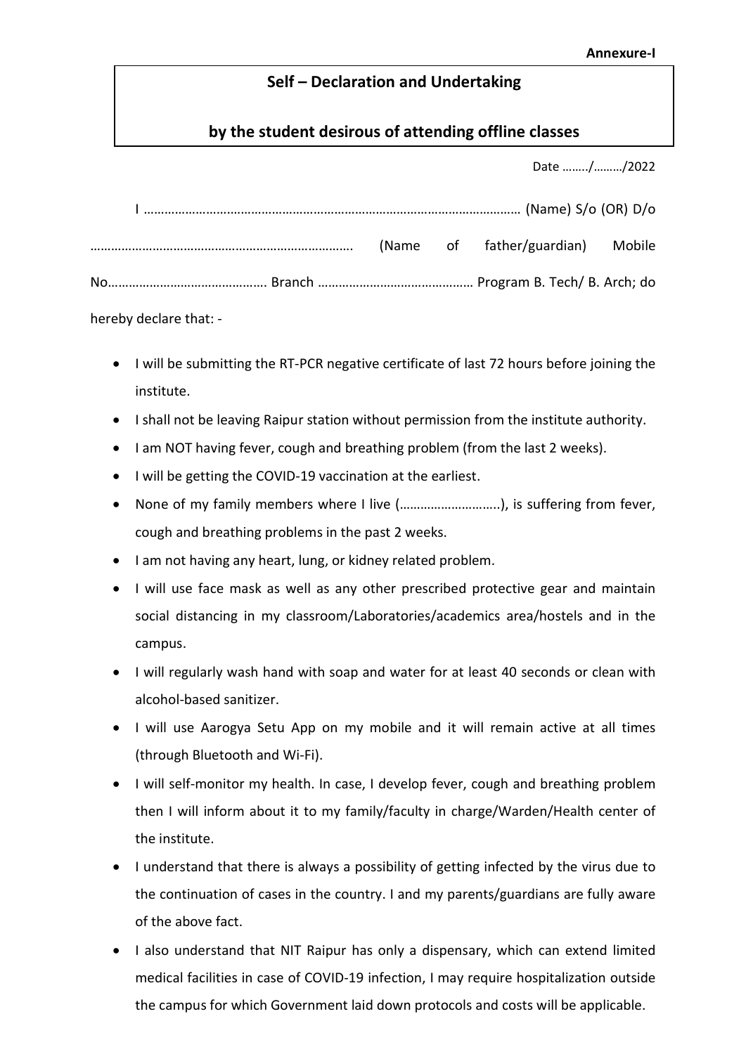**Annexure-I**

## Self – Declaration and Undertaking

## by the student desirous of attending offline classes

Date ……../………/2022

I ……………………………………………………………………………………………… (Name) S/o (OR) D/o ………………………………………………………………. (Name of father/guardian) Mobile No………………………………………. Branch ……………………………………… Program B. Tech/ B. Arch; do hereby declare that: -

- I will be submitting the RT-PCR negative certificate of last 72 hours before joining the institute.
- I shall not be leaving Raipur station without permission from the institute authority.
- I am NOT having fever, cough and breathing problem (from the last 2 weeks).
- I will be getting the COVID-19 vaccination at the earliest.
- None of my family members where I live (………………………..), is suffering from fever, cough and breathing problems in the past 2 weeks.
- I am not having any heart, lung, or kidney related problem.
- I will use face mask as well as any other prescribed protective gear and maintain social distancing in my classroom/Laboratories/academics area/hostels and in the campus.
- I will regularly wash hand with soap and water for at least 40 seconds or clean with alcohol-based sanitizer.
- I will use Aarogya Setu App on my mobile and it will remain active at all times (through Bluetooth and Wi-Fi).
- I will self-monitor my health. In case, I develop fever, cough and breathing problem then I will inform about it to my family/faculty in charge/Warden/Health center of the institute.
- I understand that there is always a possibility of getting infected by the virus due to the continuation of cases in the country. I and my parents/guardians are fully aware of the above fact.
- I also understand that NIT Raipur has only a dispensary, which can extend limited medical facilities in case of COVID-19 infection, I may require hospitalization outside the campus for which Government laid down protocols and costs will be applicable.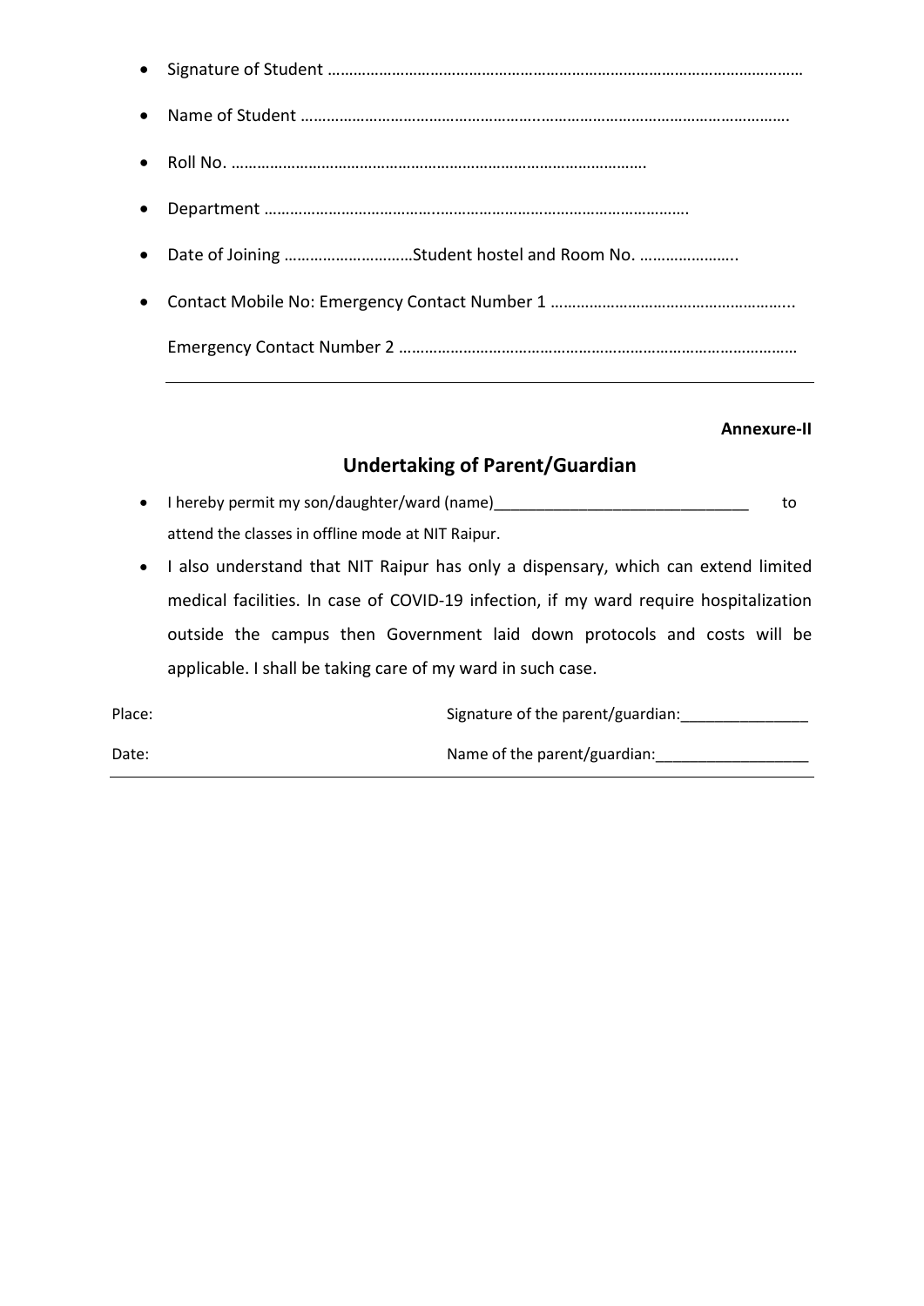- Signature of Student ……………………………………………………………………………………………………
- Name of Student ……………………………………………….……………………………………………….
- Roll No. …………………………………………………………………………………….
- Department ……………………………….………………………………………………….
- Date of Joining …………………………Student hostel and Room No. …………………..
- Contact Mobile No: Emergency Contact Number 1 ………………………………………………..

  Emergency Contact Number 2 ………………………………………………………………………………

---

**Annexure-II**

## Undertaking of Parent/Guardian

- I hereby permit my son/daughter/ward (name)______________________________ to attend the classes in offline mode at NIT Raipur.
- I also understand that NIT Raipur has only a dispensary, which can extend limited medical facilities. In case of COVID-19 infection, if my ward require hospitalization outside the campus then Government laid down protocols and costs will be applicable. I shall be taking care of my ward in such case.

Place: Signature of the parent/guardian:_______________

Date: Name of the parent/guardian:__________________